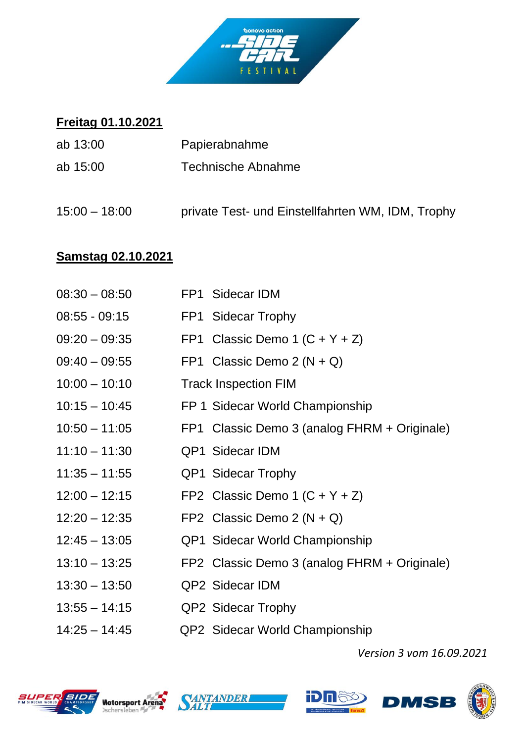**Freitag 01.10.2021**

| | |
|---|---|
| ab 13:00 | Papierabnahme |
| ab 15:00 | Technische Abnahme |
| | |
| 15:00 – 18:00 | private Test- und Einstellfahrten WM, IDM, Trophy |

**Samstag 02.10.2021**

| | |
|---|---|
| 08:30 – 08:50 | FP1 Sidecar IDM |
| 08:55 - 09:15 | FP1 Sidecar Trophy |
| 09:20 – 09:35 | FP1 Classic Demo 1 (C + Y + Z) |
| 09:40 – 09:55 | FP1 Classic Demo 2 (N + Q) |
| 10:00 – 10:10 | Track Inspection FIM |
| 10:15 – 10:45 | FP 1 Sidecar World Championship |
| 10:50 – 11:05 | FP1 Classic Demo 3 (analog FHRM + Originale) |
| 11:10 – 11:30 | QP1 Sidecar IDM |
| 11:35 – 11:55 | QP1 Sidecar Trophy |
| 12:00 – 12:15 | FP2 Classic Demo 1 (C + Y + Z) |
| 12:20 – 12:35 | FP2 Classic Demo 2 (N + Q) |
| 12:45 – 13:05 | QP1 Sidecar World Championship |
| 13:10 – 13:25 | FP2 Classic Demo 3 (analog FHRM + Originale) |
| 13:30 – 13:50 | QP2 Sidecar IDM |
| 13:55 – 14:15 | QP2 Sidecar Trophy |
| 14:25 – 14:45 | QP2 Sidecar World Championship |

*Version 3 vom 16.09.2021*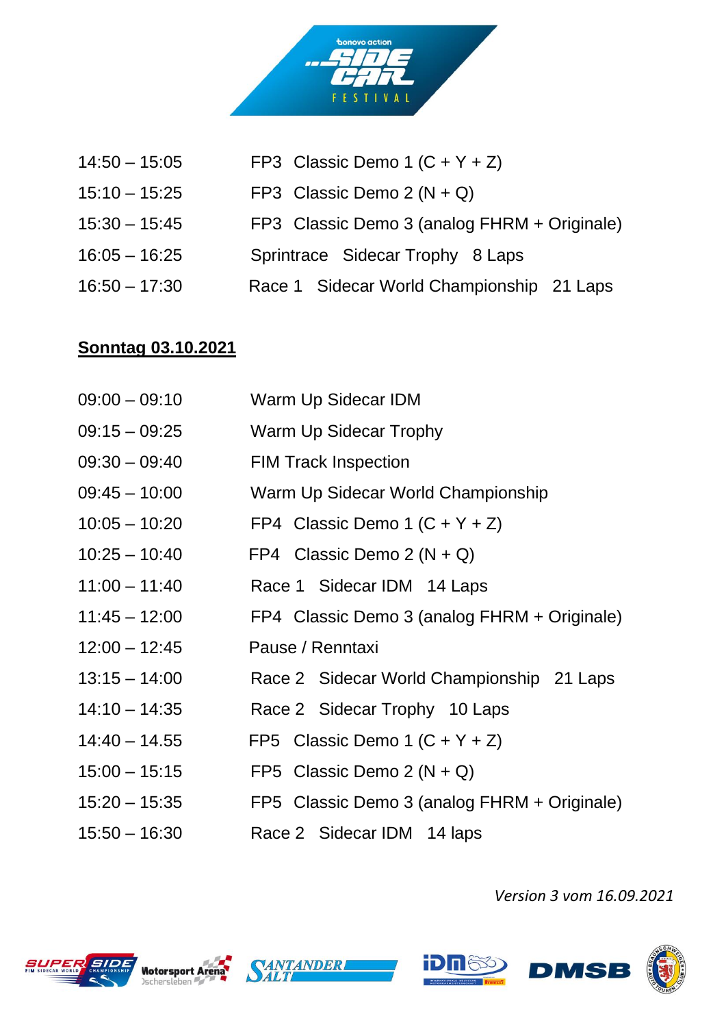| | |
|---|---|
| 14:50 – 15:05 | FP3 Classic Demo 1 (C + Y + Z) |
| 15:10 – 15:25 | FP3 Classic Demo 2 (N + Q) |
| 15:30 – 15:45 | FP3 Classic Demo 3 (analog FHRM + Originale) |
| 16:05 – 16:25 | Sprintrace Sidecar Trophy 8 Laps |
| 16:50 – 17:30 | Race 1 Sidecar World Championship 21 Laps |

**Sonntag 03.10.2021**

| | |
|---|---|
| 09:00 – 09:10 | Warm Up Sidecar IDM |
| 09:15 – 09:25 | Warm Up Sidecar Trophy |
| 09:30 – 09:40 | FIM Track Inspection |
| 09:45 – 10:00 | Warm Up Sidecar World Championship |
| 10:05 – 10:20 | FP4 Classic Demo 1 (C + Y + Z) |
| 10:25 – 10:40 | FP4 Classic Demo 2 (N + Q) |
| 11:00 – 11:40 | Race 1 Sidecar IDM 14 Laps |
| 11:45 – 12:00 | FP4 Classic Demo 3 (analog FHRM + Originale) |
| 12:00 – 12:45 | Pause / Renntaxi |
| 13:15 – 14:00 | Race 2 Sidecar World Championship 21 Laps |
| 14:10 – 14:35 | Race 2 Sidecar Trophy 10 Laps |
| 14:40 – 14.55 | FP5 Classic Demo 1 (C + Y + Z) |
| 15:00 – 15:15 | FP5 Classic Demo 2 (N + Q) |
| 15:20 – 15:35 | FP5 Classic Demo 3 (analog FHRM + Originale) |
| 15:50 – 16:30 | Race 2 Sidecar IDM 14 laps |

*Version 3 vom 16.09.2021*